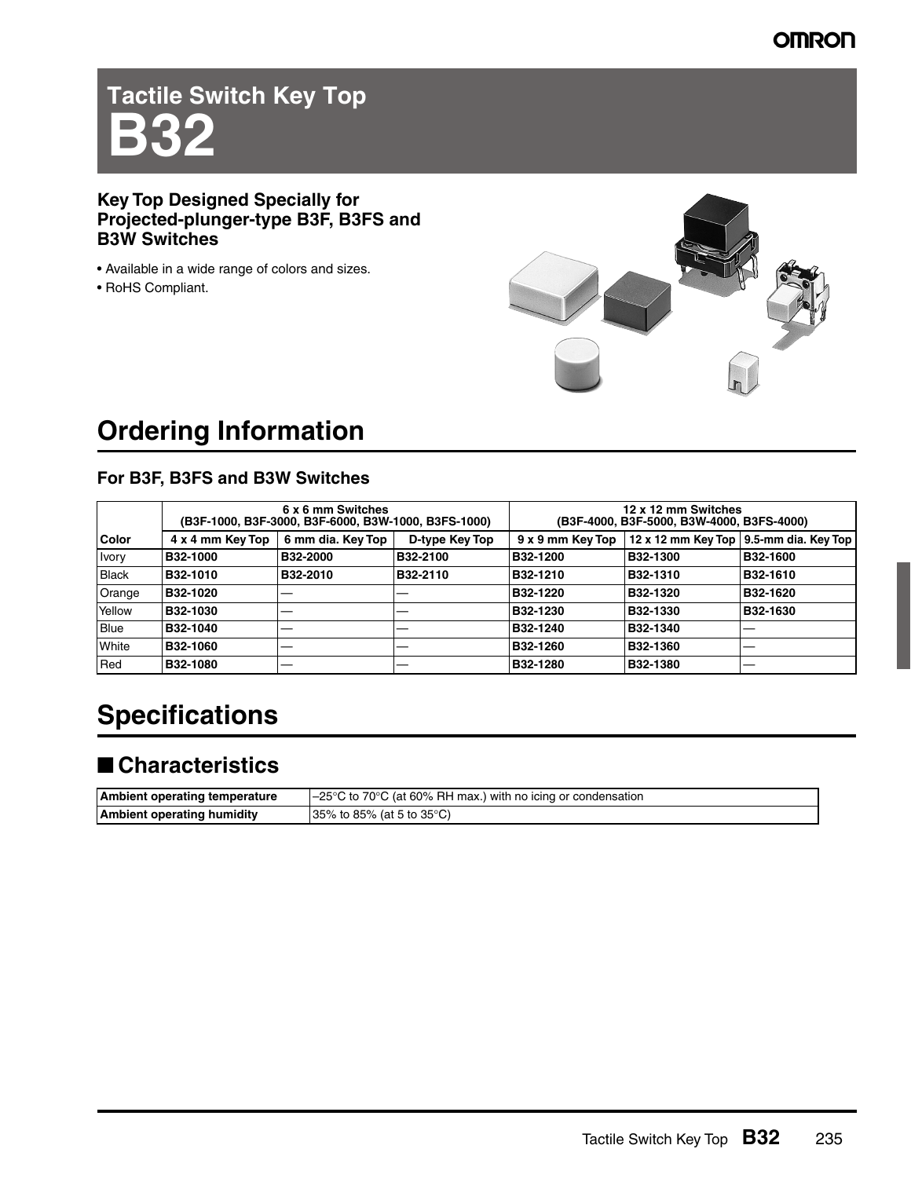# Tactile Switch Key Top

# B32

### Key Top Designed Specially for Projected-plunger-type B3F, B3FS and B3W Switches

- Available in a wide range of colors and sizes.
- RoHS Compliant.

## Ordering Information

### For B3F, B3FS and B3W Switches

| Color | 6 x 6 mm Switches (B3F-1000, B3F-3000, B3F-6000, B3W-1000, B3FS-1000) | | | 12 x 12 mm Switches (B3F-4000, B3F-5000, B3W-4000, B3FS-4000) | | |
|---|---|---|---|---|---|---|
| | 4 x 4 mm Key Top | 6 mm dia. Key Top | D-type Key Top | 9 x 9 mm Key Top | 12 x 12 mm Key Top | 9.5-mm dia. Key Top |
| Ivory | B32-1000 | B32-2000 | B32-2100 | B32-1200 | B32-1300 | B32-1600 |
| Black | B32-1010 | B32-2010 | B32-2110 | B32-1210 | B32-1310 | B32-1610 |
| Orange | B32-1020 | — | — | B32-1220 | B32-1320 | B32-1620 |
| Yellow | B32-1030 | — | — | B32-1230 | B32-1330 | B32-1630 |
| Blue | B32-1040 | — | — | B32-1240 | B32-1340 | — |
| White | B32-1060 | — | — | B32-1260 | B32-1360 | — |
| Red | B32-1080 | — | — | B32-1280 | B32-1380 | — |

## Specifications

### ■ Characteristics

| | |
|---|---|
| **Ambient operating temperature** | –25°C to 70°C (at 60% RH max.) with no icing or condensation |
| **Ambient operating humidity** | 35% to 85% (at 5 to 35°C) |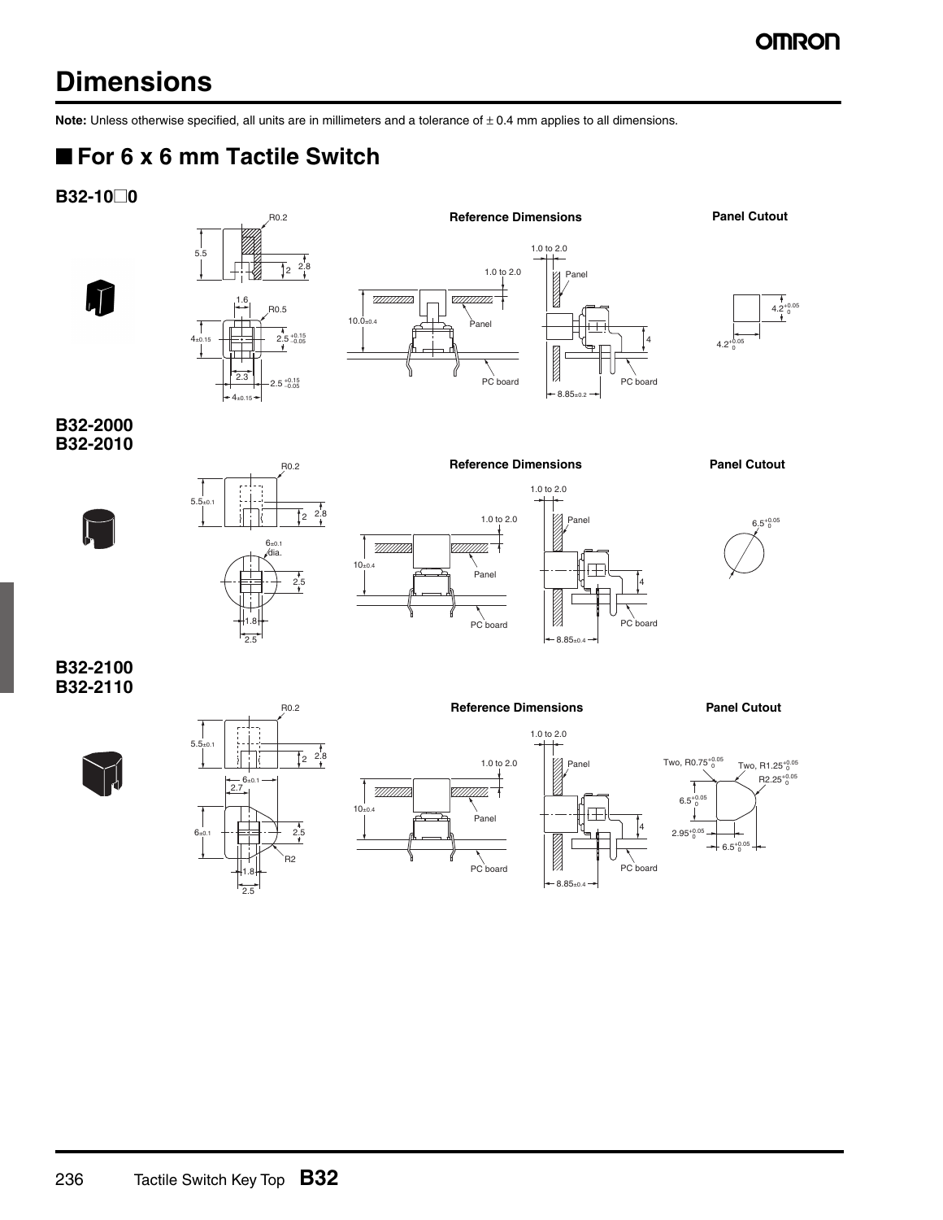# Dimensions

**Note:** Unless otherwise specified, all units are in millimeters and a tolerance of ± 0.4 mm applies to all dimensions.

## ■ For 6 x 6 mm Tactile Switch

### B32-10□0

**Reference Dimensions**

**Panel Cutout**

### B32-2000
### B32-2010

**Reference Dimensions**

**Panel Cutout**

### B32-2100
### B32-2110

**Reference Dimensions**

**Panel Cutout**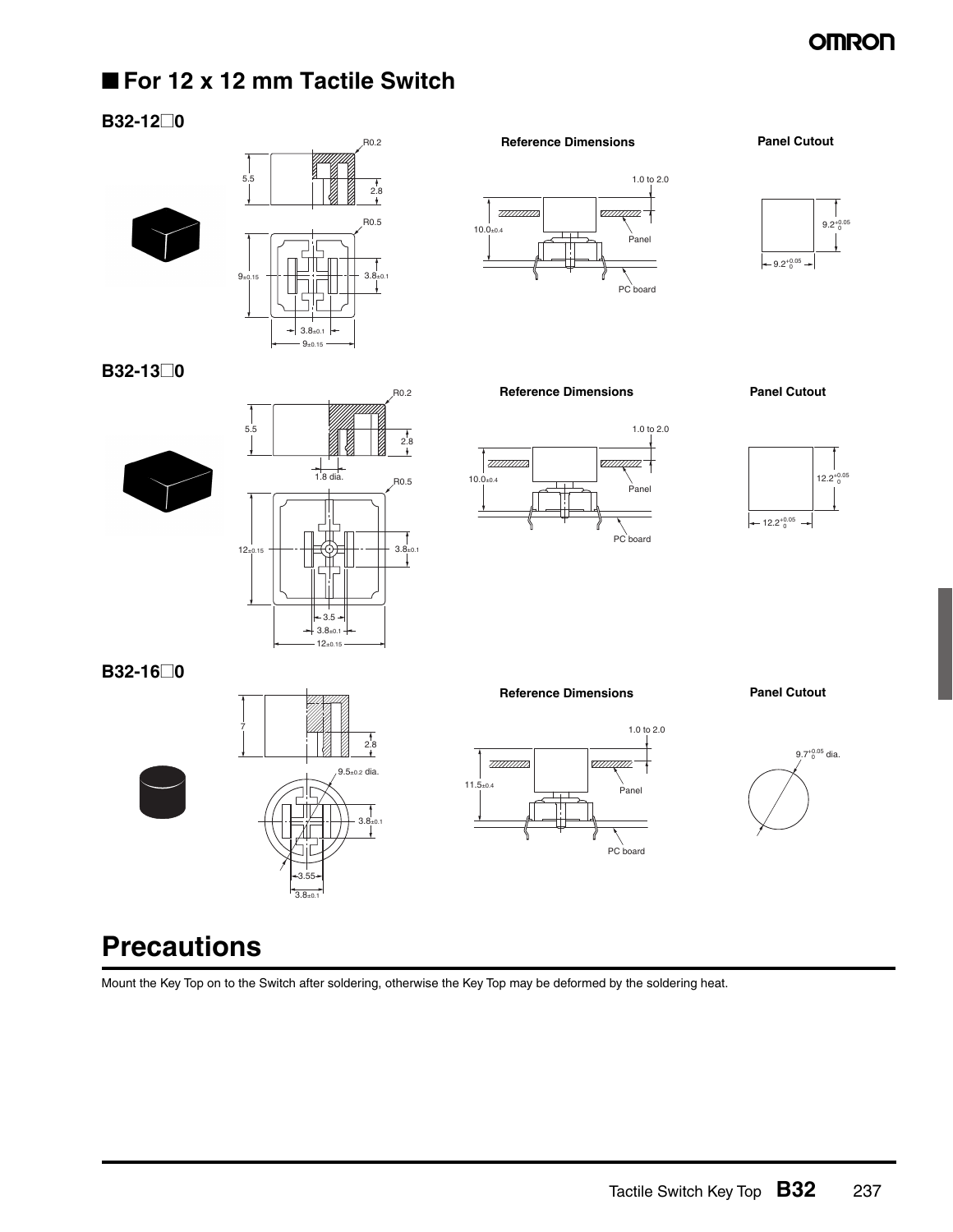## ■ For 12 x 12 mm Tactile Switch

### B32-12□0

R0.2

5.5

2.8

R0.5

$9_{\pm 0.15}$

$3.8_{\pm 0.1}$

$3.8_{\pm 0.1}$

$9_{\pm 0.15}$

**Reference Dimensions**

1.0 to 2.0

$10.0_{\pm 0.4}$

Panel

PC board

**Panel Cutout**

$9.2^{+0.05}_{0}$

$9.2^{+0.05}_{0}$

### B32-13□0

R0.2

5.5

2.8

1.8 dia.

R0.5

$12_{\pm 0.15}$

$3.8_{\pm 0.1}$

3.5

$3.8_{\pm 0.1}$

$12_{\pm 0.15}$

**Reference Dimensions**

1.0 to 2.0

$10.0_{\pm 0.4}$

Panel

PC board

**Panel Cutout**

$12.2^{+0.05}_{0}$

$12.2^{+0.05}_{0}$

### B32-16□0

7

2.8

$9.5_{\pm 0.2}$ dia.

$3.8_{\pm 0.1}$

3.55

$3.8_{\pm 0.1}$

**Reference Dimensions**

1.0 to 2.0

$11.5_{\pm 0.4}$

Panel

PC board

**Panel Cutout**

$9.7^{+0.05}_{0}$ dia.

# Precautions

Mount the Key Top on to the Switch after soldering, otherwise the Key Top may be deformed by the soldering heat.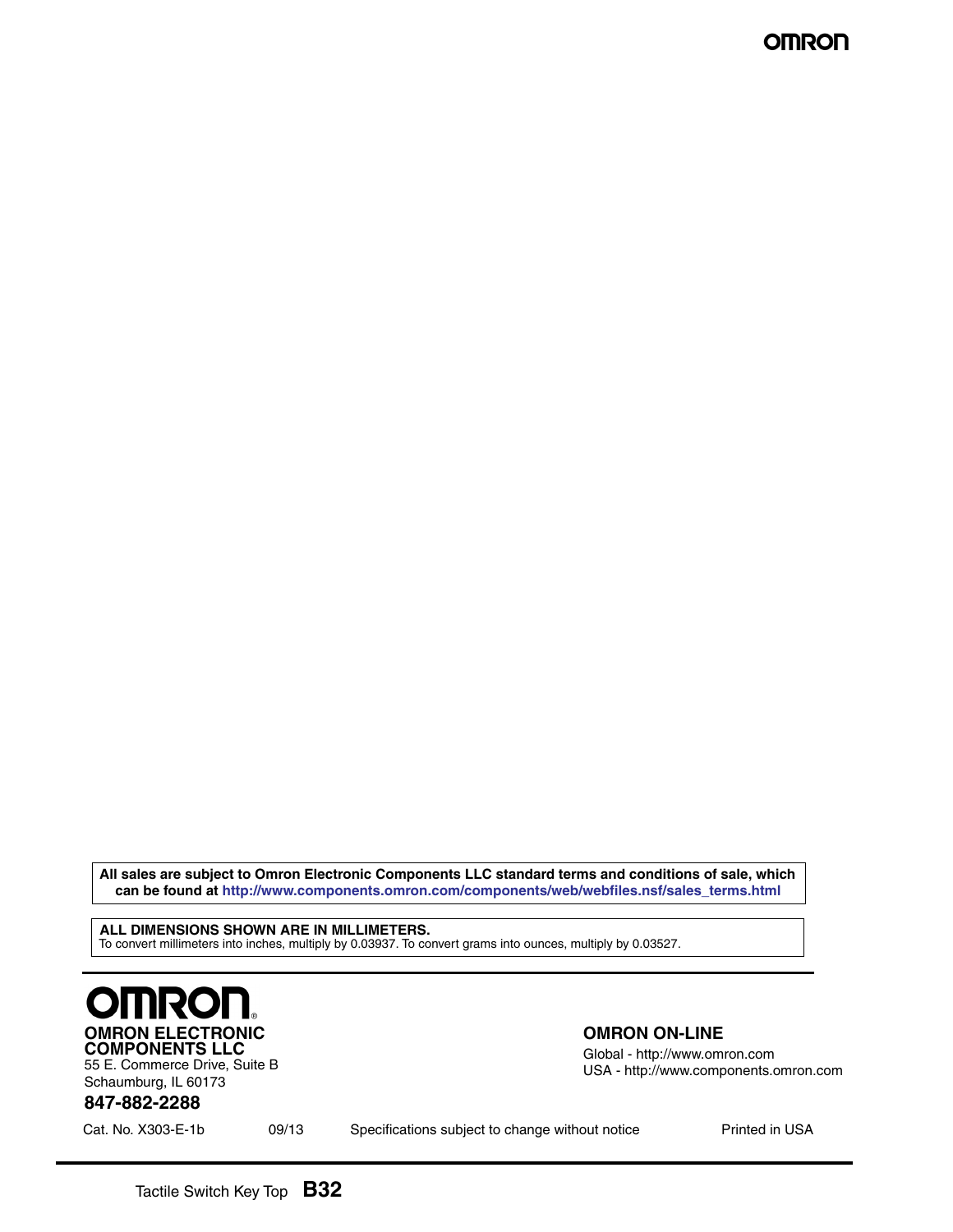**All sales are subject to Omron Electronic Components LLC standard terms and conditions of sale, which can be found at http://www.components.omron.com/components/web/webfiles.nsf/sales_terms.html**

**ALL DIMENSIONS SHOWN ARE IN MILLIMETERS.**
To convert millimeters into inches, multiply by 0.03937. To convert grams into ounces, multiply by 0.03527.

**OMRON ELECTRONIC COMPONENTS LLC**
55 E. Commerce Drive, Suite B
Schaumburg, IL 60173

**847-882-2288**

**OMRON ON-LINE**
Global - http://www.omron.com
USA - http://www.components.omron.com

Cat. No. X303-E-1b 09/13 Specifications subject to change without notice Printed in USA